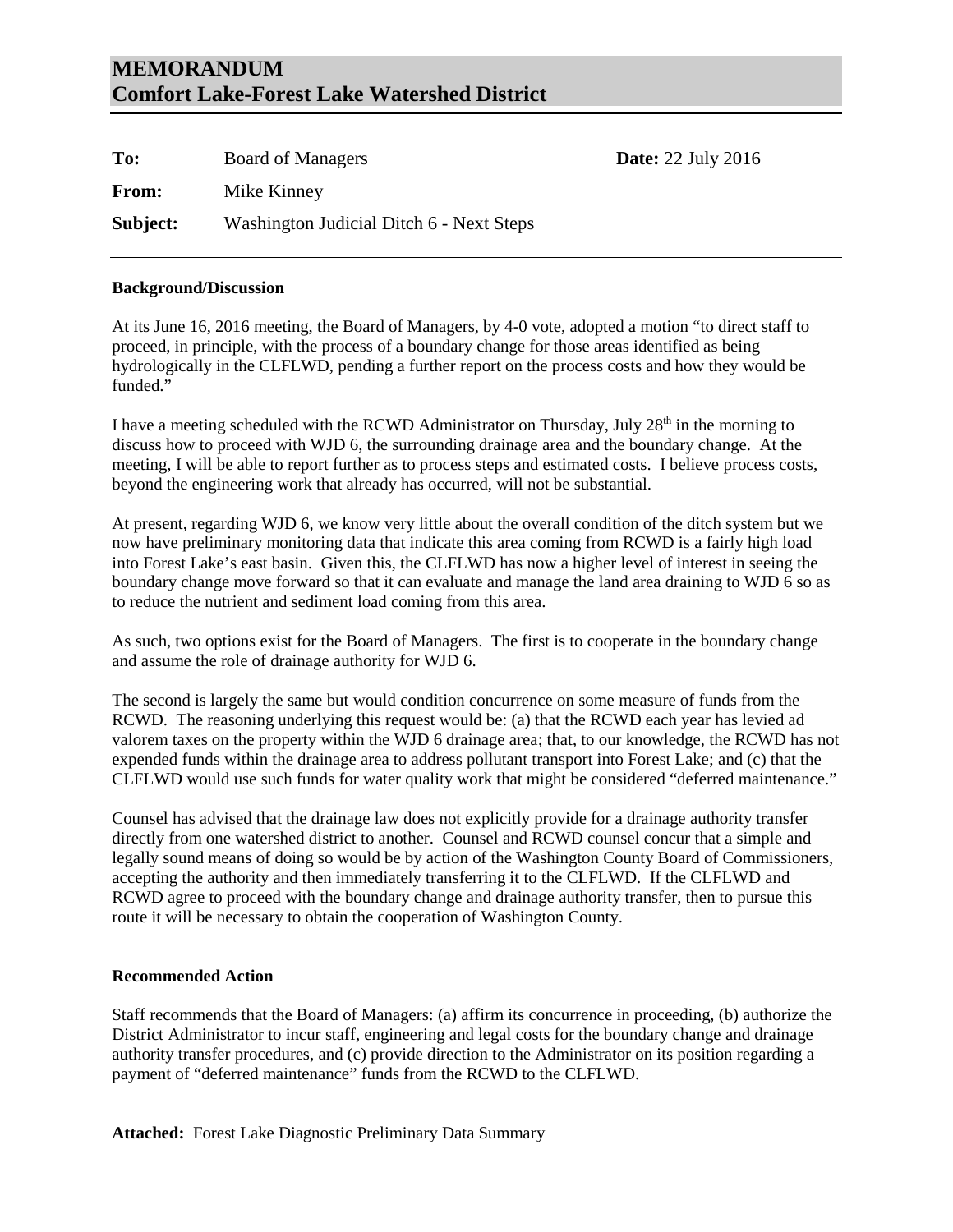# MEMORANDUM
# Comfort Lake-Forest Lake Watershed District

**To:** Board of Managers **Date:** 22 July 2016

**From:** Mike Kinney

**Subject:** Washington Judicial Ditch 6 - Next Steps

---

**Background/Discussion**

At its June 16, 2016 meeting, the Board of Managers, by 4-0 vote, adopted a motion "to direct staff to proceed, in principle, with the process of a boundary change for those areas identified as being hydrologically in the CLFLWD, pending a further report on the process costs and how they would be funded."

I have a meeting scheduled with the RCWD Administrator on Thursday, July 28th in the morning to discuss how to proceed with WJD 6, the surrounding drainage area and the boundary change. At the meeting, I will be able to report further as to process steps and estimated costs. I believe process costs, beyond the engineering work that already has occurred, will not be substantial.

At present, regarding WJD 6, we know very little about the overall condition of the ditch system but we now have preliminary monitoring data that indicate this area coming from RCWD is a fairly high load into Forest Lake's east basin. Given this, the CLFLWD has now a higher level of interest in seeing the boundary change move forward so that it can evaluate and manage the land area draining to WJD 6 so as to reduce the nutrient and sediment load coming from this area.

As such, two options exist for the Board of Managers. The first is to cooperate in the boundary change and assume the role of drainage authority for WJD 6.

The second is largely the same but would condition concurrence on some measure of funds from the RCWD. The reasoning underlying this request would be: (a) that the RCWD each year has levied ad valorem taxes on the property within the WJD 6 drainage area; that, to our knowledge, the RCWD has not expended funds within the drainage area to address pollutant transport into Forest Lake; and (c) that the CLFLWD would use such funds for water quality work that might be considered "deferred maintenance."

Counsel has advised that the drainage law does not explicitly provide for a drainage authority transfer directly from one watershed district to another. Counsel and RCWD counsel concur that a simple and legally sound means of doing so would be by action of the Washington County Board of Commissioners, accepting the authority and then immediately transferring it to the CLFLWD. If the CLFLWD and RCWD agree to proceed with the boundary change and drainage authority transfer, then to pursue this route it will be necessary to obtain the cooperation of Washington County.

**Recommended Action**

Staff recommends that the Board of Managers: (a) affirm its concurrence in proceeding, (b) authorize the District Administrator to incur staff, engineering and legal costs for the boundary change and drainage authority transfer procedures, and (c) provide direction to the Administrator on its position regarding a payment of "deferred maintenance" funds from the RCWD to the CLFLWD.

**Attached:** Forest Lake Diagnostic Preliminary Data Summary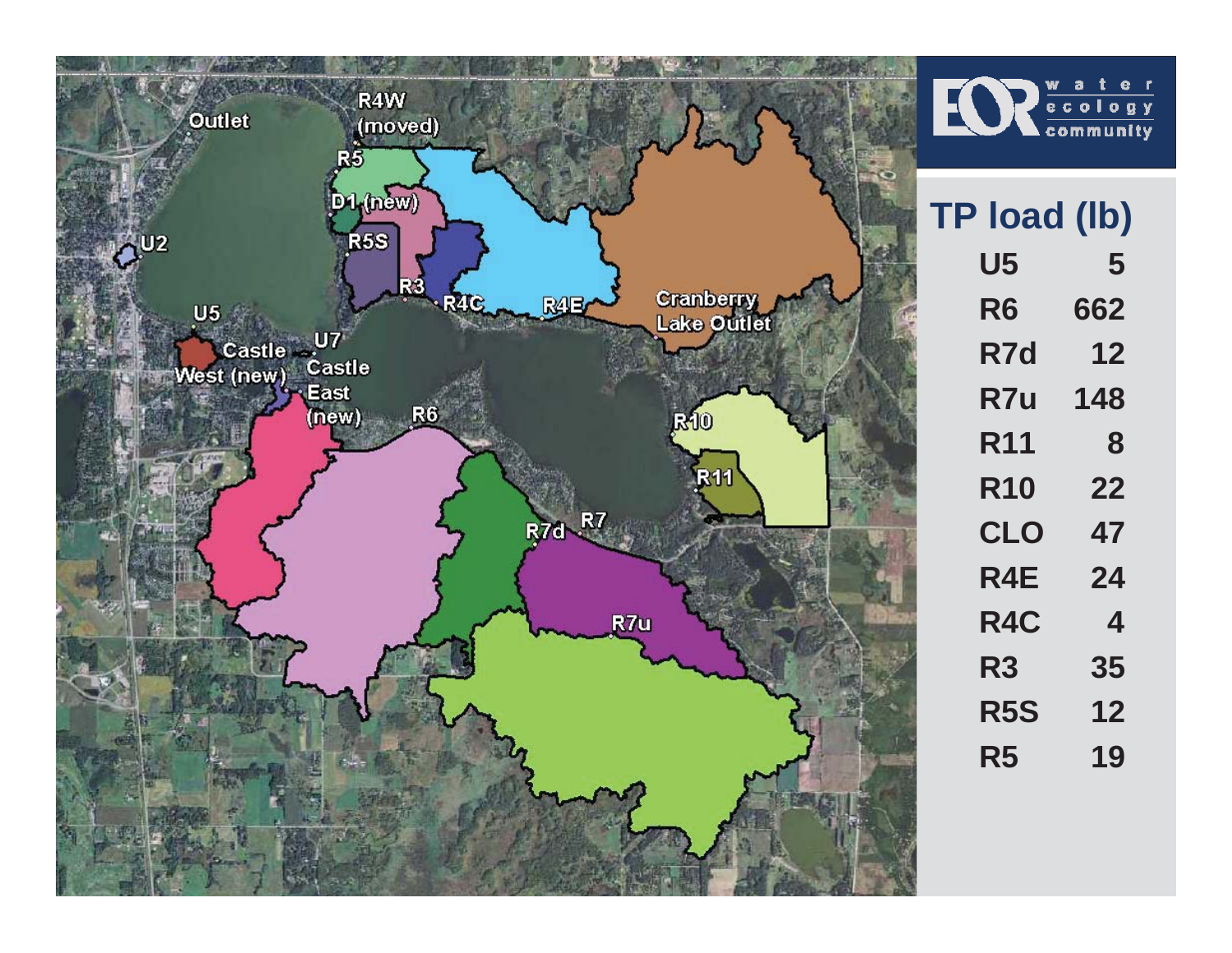Outlet

R4W (moved)

R5

D1 (new)

R5S

R3

R4C

R4E

Cranberry Lake Outlet

U2

U5

U7

Castle West (new)

Castle East (new)

R6

R10

R11

R7d

R7

R7u

EOR water ecology community

## TP load (lb)

| | |
|---|---|
| U5 | 5 |
| R6 | 662 |
| R7d | 12 |
| R7u | 148 |
| R11 | 8 |
| R10 | 22 |
| CLO | 47 |
| R4E | 24 |
| R4C | 4 |
| R3 | 35 |
| R5S | 12 |
| R5 | 19 |